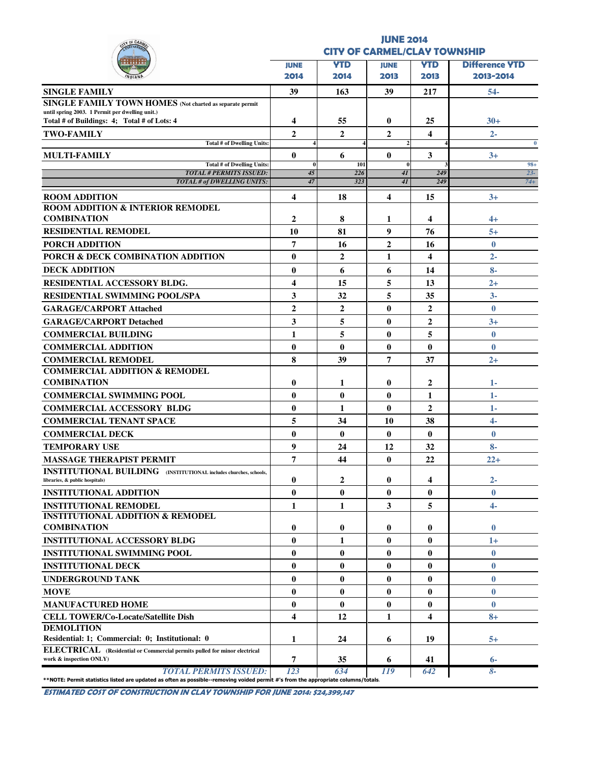# JUNE 2014
## CITY OF CARMEL/CLAY TOWNSHIP

| | JUNE 2014 | YTD 2014 | JUNE 2013 | YTD 2013 | Difference YTD 2013-2014 |
|---|---|---|---|---|---|
| **SINGLE FAMILY** | **39** | **163** | **39** | **217** | 54- |
| **SINGLE FAMILY TOWN HOMES** (Not charted as separate permit until spring 2003. 1 Permit per dwelling unit.) Total # of Buildings: 4; Total # of Lots: 4 | **4** | **55** | **0** | **25** | 30+ |
| **TWO-FAMILY** | **2** | **2** | **2** | **4** | 2- |
| Total # of Dwelling Units: | 4 | 4 | 2 | 4 | 0 |
| **MULTI-FAMILY** | **0** | **6** | **0** | **3** | 3+ |
| Total # of Dwelling Units: | 0 | 101 | 0 | 3 | 98+ |
| *TOTAL # PERMITS ISSUED:* | *45* | *226* | *41* | *249* | *23-* |
| *TOTAL # of DWELLING UNITS:* | *47* | *323* | *41* | *249* | *74+* |
| **ROOM ADDITION** | **4** | **18** | **4** | **15** | 3+ |
| **ROOM ADDITION & INTERIOR REMODEL COMBINATION** | **2** | **8** | **1** | **4** | 4+ |
| **RESIDENTIAL REMODEL** | **10** | **81** | **9** | **76** | 5+ |
| **PORCH ADDITION** | **7** | **16** | **2** | **16** | 0 |
| **PORCH & DECK COMBINATION ADDITION** | **0** | **2** | **1** | **4** | 2- |
| **DECK ADDITION** | **0** | **6** | **6** | **14** | 8- |
| **RESIDENTIAL ACCESSORY BLDG.** | **4** | **15** | **5** | **13** | 2+ |
| **RESIDENTIAL SWIMMING POOL/SPA** | **3** | **32** | **5** | **35** | 3- |
| **GARAGE/CARPORT Attached** | **2** | **2** | **0** | **2** | 0 |
| **GARAGE/CARPORT Detached** | **3** | **5** | **0** | **2** | 3+ |
| **COMMERCIAL BUILDING** | **1** | **5** | **0** | **5** | 0 |
| **COMMERCIAL ADDITION** | **0** | **0** | **0** | **0** | 0 |
| **COMMERCIAL REMODEL** | **8** | **39** | **7** | **37** | 2+ |
| **COMMERCIAL ADDITION & REMODEL COMBINATION** | **0** | **1** | **0** | **2** | 1- |
| **COMMERCIAL SWIMMING POOL** | **0** | **0** | **0** | **1** | 1- |
| **COMMERCIAL ACCESSORY BLDG** | **0** | **1** | **0** | **2** | 1- |
| **COMMERCIAL TENANT SPACE** | **5** | **34** | **10** | **38** | 4- |
| **COMMERCIAL DECK** | **0** | **0** | **0** | **0** | 0 |
| **TEMPORARY USE** | **9** | **24** | **12** | **32** | 8- |
| **MASSAGE THERAPIST PERMIT** | **7** | **44** | **0** | **22** | 22+ |
| **INSTITUTIONAL BUILDING** (INSTITUTIONAL includes churches, schools, libraries, & public hospitals) | **0** | **2** | **0** | **4** | 2- |
| **INSTITUTIONAL ADDITION** | **0** | **0** | **0** | **0** | 0 |
| **INSTITUTIONAL REMODEL** | **1** | **1** | **3** | **5** | 4- |
| **INSTITUTIONAL ADDITION & REMODEL COMBINATION** | **0** | **0** | **0** | **0** | 0 |
| **INSTITUTIONAL ACCESSORY BLDG** | **0** | **1** | **0** | **0** | 1+ |
| **INSTITUTIONAL SWIMMING POOL** | **0** | **0** | **0** | **0** | 0 |
| **INSTITUTIONAL DECK** | **0** | **0** | **0** | **0** | 0 |
| **UNDERGROUND TANK** | **0** | **0** | **0** | **0** | 0 |
| **MOVE** | **0** | **0** | **0** | **0** | 0 |
| **MANUFACTURED HOME** | **0** | **0** | **0** | **0** | 0 |
| **CELL TOWER/Co-Locate/Satellite Dish** | **4** | **12** | **1** | **4** | 8+ |
| **DEMOLITION** Residential: 1; Commercial: 0; Institutional: 0 | **1** | **24** | **6** | **19** | 5+ |
| **ELECTRICAL** (Residential or Commercial permits pulled for minor electrical work & inspection ONLY) | **7** | **35** | **6** | **41** | 6- |
| *TOTAL PERMITS ISSUED:* | *123* | *634* | *119* | *642* | *8-* |

**NOTE: Permit statistics listed are updated as often as possible--removing voided permit #'s from the appropriate columns/totals.

***ESTIMATED COST OF CONSTRUCTION IN CLAY TOWNSHIP FOR JUNE 2014: $24,399,147***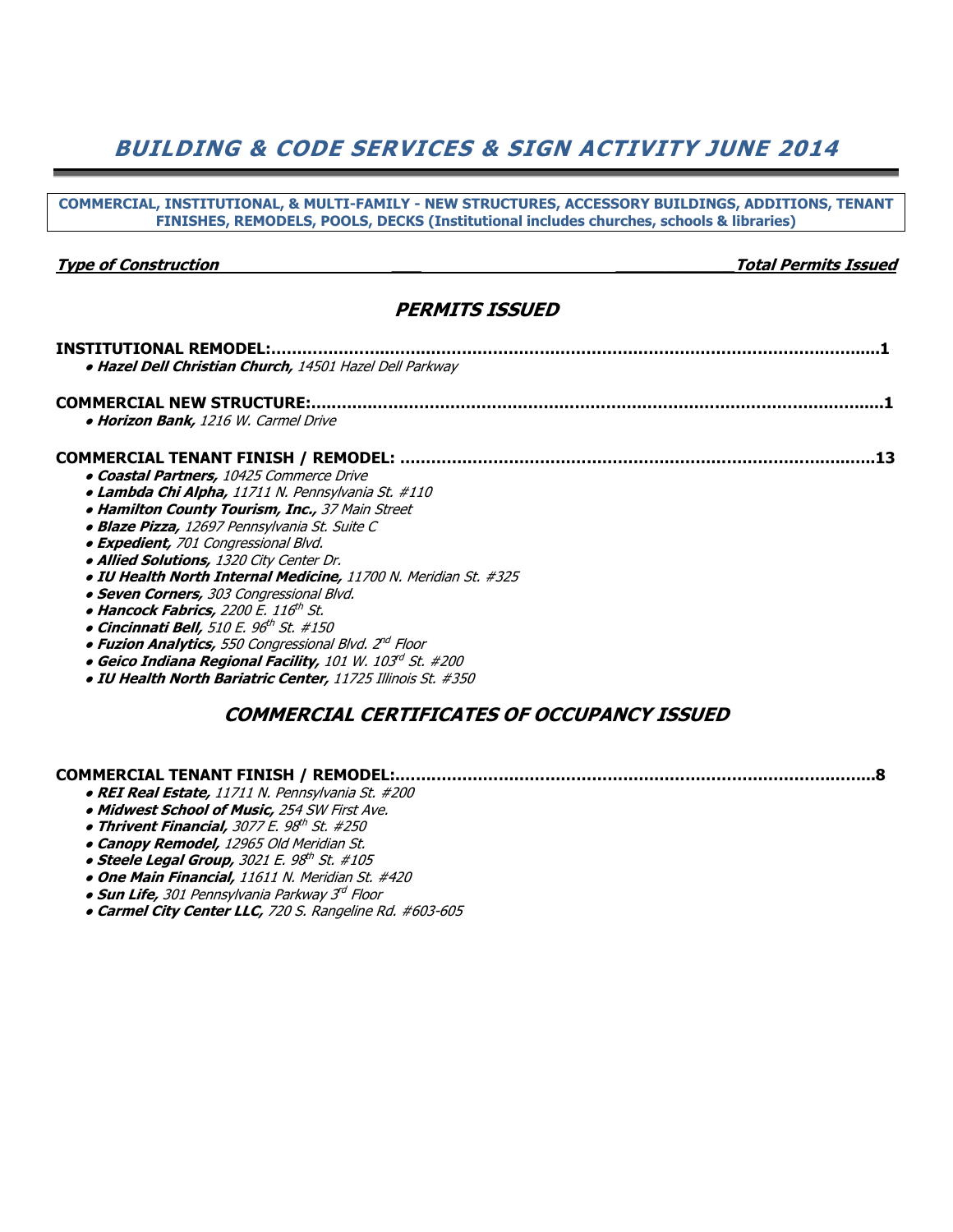# *BUILDING & CODE SERVICES & SIGN ACTIVITY JUNE 2014*

**COMMERCIAL, INSTITUTIONAL, & MULTI-FAMILY - NEW STRUCTURES, ACCESSORY BUILDINGS, ADDITIONS, TENANT FINISHES, REMODELS, POOLS, DECKS (Institutional includes churches, schools & libraries)**

***Type of Construction*** — ***Total Permits Issued***

## *PERMITS ISSUED*

**INSTITUTIONAL REMODEL:........................................................................................................1**

- ***Hazel Dell Christian Church,*** *14501 Hazel Dell Parkway*

**COMMERCIAL NEW STRUCTURE:...............................................................................................1**

- ***Horizon Bank,*** *1216 W. Carmel Drive*

**COMMERCIAL TENANT FINISH / REMODEL: ............................................................................13**

- ***Coastal Partners,*** *10425 Commerce Drive*
- ***Lambda Chi Alpha,*** *11711 N. Pennsylvania St. #110*
- ***Hamilton County Tourism, Inc.,*** *37 Main Street*
- ***Blaze Pizza,*** *12697 Pennsylvania St. Suite C*
- ***Expedient,*** *701 Congressional Blvd.*
- ***Allied Solutions,*** *1320 City Center Dr.*
- ***IU Health North Internal Medicine,*** *11700 N. Meridian St. #325*
- ***Seven Corners,*** *303 Congressional Blvd.*
- ***Hancock Fabrics,*** *2200 E. 116th St.*
- ***Cincinnati Bell,*** *510 E. 96th St. #150*
- ***Fuzion Analytics,*** *550 Congressional Blvd. 2nd Floor*
- ***Geico Indiana Regional Facility,*** *101 W. 103rd St. #200*
- ***IU Health North Bariatric Center,*** *11725 Illinois St. #350*

## *COMMERCIAL CERTIFICATES OF OCCUPANCY ISSUED*

**COMMERCIAL TENANT FINISH / REMODEL:............................................................................8**

- ***REI Real Estate,*** *11711 N. Pennsylvania St. #200*
- ***Midwest School of Music,*** *254 SW First Ave.*
- ***Thrivent Financial,*** *3077 E. 98th St. #250*
- ***Canopy Remodel,*** *12965 Old Meridian St.*
- ***Steele Legal Group,*** *3021 E. 98th St. #105*
- ***One Main Financial,*** *11611 N. Meridian St. #420*
- ***Sun Life,*** *301 Pennsylvania Parkway 3rd Floor*
- ***Carmel City Center LLC,*** *720 S. Rangeline Rd. #603-605*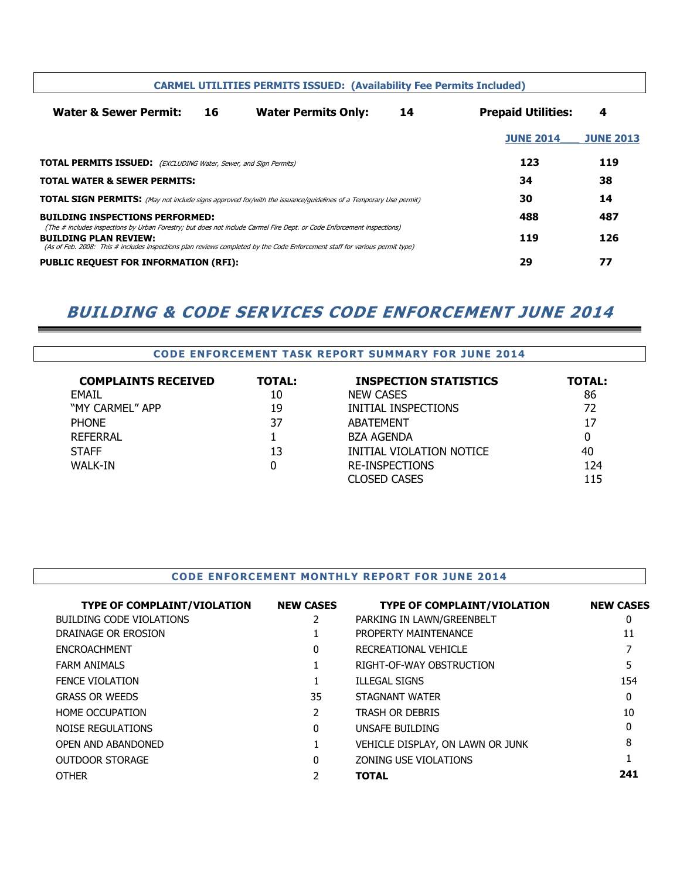### CARMEL UTILITIES PERMITS ISSUED: (Availability Fee Permits Included)

**Water & Sewer Permit:** **16** **Water Permits Only:** **14** **Prepaid Utilities:** **4**

| | JUNE 2014 | JUNE 2013 |
|---|---|---|
| **TOTAL PERMITS ISSUED:** *(EXCLUDING Water, Sewer, and Sign Permits)* | **123** | **119** |
| **TOTAL WATER & SEWER PERMITS:** | **34** | **38** |
| **TOTAL SIGN PERMITS:** *(May not include signs approved for/with the issuance/guidelines of a Temporary Use permit)* | **30** | **14** |
| **BUILDING INSPECTIONS PERFORMED:** *(The # includes inspections by Urban Forestry; but does not include Carmel Fire Dept. or Code Enforcement inspections)* | **488** | **487** |
| **BUILDING PLAN REVIEW:** *(As of Feb. 2008: This # includes inspections plan reviews completed by the Code Enforcement staff for various permit type)* | **119** | **126** |
| **PUBLIC REQUEST FOR INFORMATION (RFI):** | **29** | **77** |

# *BUILDING & CODE SERVICES CODE ENFORCEMENT JUNE 2014*

### CODE ENFORCEMENT TASK REPORT SUMMARY FOR JUNE 2014

| COMPLAINTS RECEIVED | TOTAL: | INSPECTION STATISTICS | TOTAL: |
|---|---|---|---|
| EMAIL | 10 | NEW CASES | 86 |
| "MY CARMEL" APP | 19 | INITIAL INSPECTIONS | 72 |
| PHONE | 37 | ABATEMENT | 17 |
| REFERRAL | 1 | BZA AGENDA | 0 |
| STAFF | 13 | INITIAL VIOLATION NOTICE | 40 |
| WALK-IN | 0 | RE-INSPECTIONS | 124 |
| | | CLOSED CASES | 115 |

### CODE ENFORCEMENT MONTHLY REPORT FOR JUNE 2014

| TYPE OF COMPLAINT/VIOLATION | NEW CASES | TYPE OF COMPLAINT/VIOLATION | NEW CASES |
|---|---|---|---|
| BUILDING CODE VIOLATIONS | 2 | PARKING IN LAWN/GREENBELT | 0 |
| DRAINAGE OR EROSION | 1 | PROPERTY MAINTENANCE | 11 |
| ENCROACHMENT | 0 | RECREATIONAL VEHICLE | 7 |
| FARM ANIMALS | 1 | RIGHT-OF-WAY OBSTRUCTION | 5 |
| FENCE VIOLATION | 1 | ILLEGAL SIGNS | 154 |
| GRASS OR WEEDS | 35 | STAGNANT WATER | 0 |
| HOME OCCUPATION | 2 | TRASH OR DEBRIS | 10 |
| NOISE REGULATIONS | 0 | UNSAFE BUILDING | 0 |
| OPEN AND ABANDONED | 1 | VEHICLE DISPLAY, ON LAWN OR JUNK | 8 |
| OUTDOOR STORAGE | 0 | ZONING USE VIOLATIONS | 1 |
| OTHER | 2 | **TOTAL** | **241** |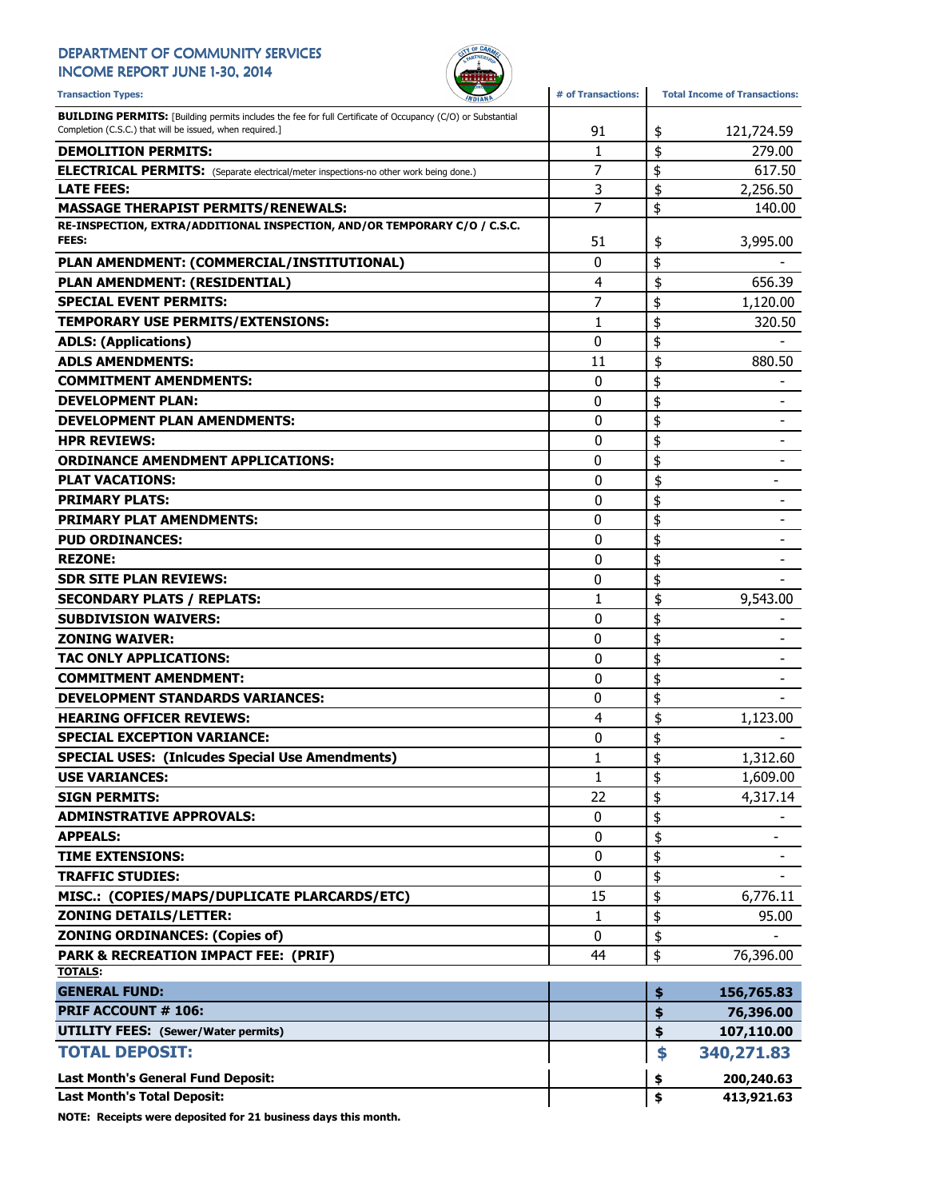# DEPARTMENT OF COMMUNITY SERVICES
## INCOME REPORT JUNE 1-30, 2014

| Transaction Types: | # of Transactions: | Total Income of Transactions: |
|---|---|---|
| **BUILDING PERMITS:** [Building permits includes the fee for full Certificate of Occupancy (C/O) or Substantial Completion (C.S.C.) that will be issued, when required.] | 91 | $ 121,724.59 |
| **DEMOLITION PERMITS:** | 1 | $ 279.00 |
| **ELECTRICAL PERMITS:** (Separate electrical/meter inspections-no other work being done.) | 7 | $ 617.50 |
| **LATE FEES:** | 3 | $ 2,256.50 |
| **MASSAGE THERAPIST PERMITS/RENEWALS:** | 7 | $ 140.00 |
| **RE-INSPECTION, EXTRA/ADDITIONAL INSPECTION, AND/OR TEMPORARY C/O / C.S.C. FEES:** | 51 | $ 3,995.00 |
| **PLAN AMENDMENT: (COMMERCIAL/INSTITUTIONAL)** | 0 | $ - |
| **PLAN AMENDMENT: (RESIDENTIAL)** | 4 | $ 656.39 |
| **SPECIAL EVENT PERMITS:** | 7 | $ 1,120.00 |
| **TEMPORARY USE PERMITS/EXTENSIONS:** | 1 | $ 320.50 |
| **ADLS: (Applications)** | 0 | $ - |
| **ADLS AMENDMENTS:** | 11 | $ 880.50 |
| **COMMITMENT AMENDMENTS:** | 0 | $ - |
| **DEVELOPMENT PLAN:** | 0 | $ - |
| **DEVELOPMENT PLAN AMENDMENTS:** | 0 | $ - |
| **HPR REVIEWS:** | 0 | $ - |
| **ORDINANCE AMENDMENT APPLICATIONS:** | 0 | $ - |
| **PLAT VACATIONS:** | 0 | $ - |
| **PRIMARY PLATS:** | 0 | $ - |
| **PRIMARY PLAT AMENDMENTS:** | 0 | $ - |
| **PUD ORDINANCES:** | 0 | $ - |
| **REZONE:** | 0 | $ - |
| **SDR SITE PLAN REVIEWS:** | 0 | $ - |
| **SECONDARY PLATS / REPLATS:** | 1 | $ 9,543.00 |
| **SUBDIVISION WAIVERS:** | 0 | $ - |
| **ZONING WAIVER:** | 0 | $ - |
| **TAC ONLY APPLICATIONS:** | 0 | $ - |
| **COMMITMENT AMENDMENT:** | 0 | $ - |
| **DEVELOPMENT STANDARDS VARIANCES:** | 0 | $ - |
| **HEARING OFFICER REVIEWS:** | 4 | $ 1,123.00 |
| **SPECIAL EXCEPTION VARIANCE:** | 0 | $ - |
| **SPECIAL USES: (Inlcudes Special Use Amendments)** | 1 | $ 1,312.60 |
| **USE VARIANCES:** | 1 | $ 1,609.00 |
| **SIGN PERMITS:** | 22 | $ 4,317.14 |
| **ADMINSTRATIVE APPROVALS:** | 0 | $ - |
| **APPEALS:** | 0 | $ - |
| **TIME EXTENSIONS:** | 0 | $ - |
| **TRAFFIC STUDIES:** | 0 | $ - |
| **MISC.: (COPIES/MAPS/DUPLICATE PLARCARDS/ETC)** | 15 | $ 6,776.11 |
| **ZONING DETAILS/LETTER:** | 1 | $ 95.00 |
| **ZONING ORDINANCES: (Copies of)** | 0 | $ - |
| **PARK & RECREATION IMPACT FEE: (PRIF)** | 44 | $ 76,396.00 |
| **TOTALS:** | | |
| **GENERAL FUND:** | | **$ 156,765.83** |
| **PRIF ACCOUNT # 106:** | | **$ 76,396.00** |
| **UTILITY FEES: (Sewer/Water permits)** | | **$ 107,110.00** |
| **TOTAL DEPOSIT:** | | **$ 340,271.83** |
| **Last Month's General Fund Deposit:** | | **$ 200,240.63** |
| **Last Month's Total Deposit:** | | **$ 413,921.63** |

**NOTE: Receipts were deposited for 21 business days this month.**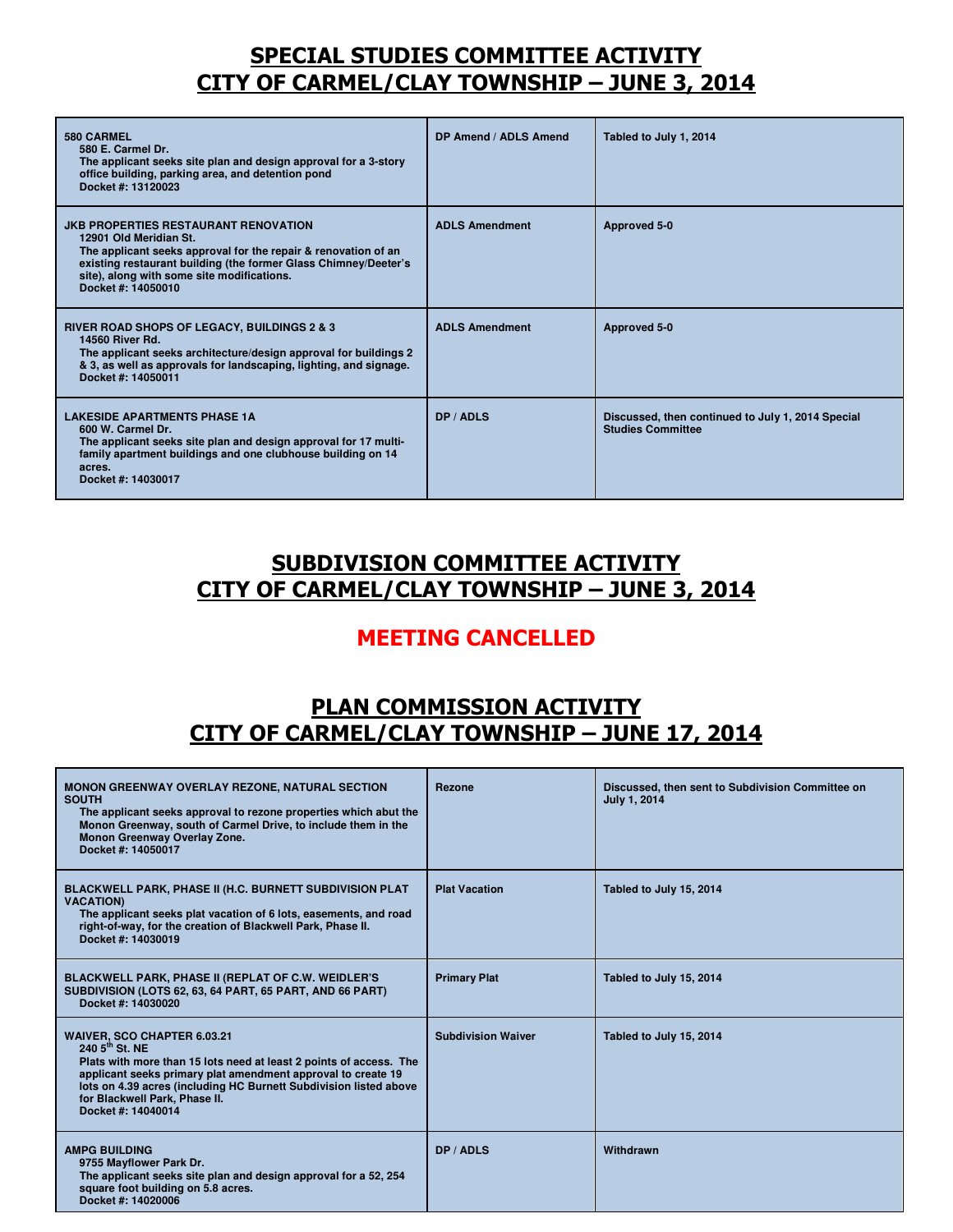# SPECIAL STUDIES COMMITTEE ACTIVITY
# CITY OF CARMEL/CLAY TOWNSHIP – JUNE 3, 2014

| | | |
|---|---|---|
| **580 CARMEL**<br>580 E. Carmel Dr.<br>The applicant seeks site plan and design approval for a 3-story office building, parking area, and detention pond<br>Docket #: 13120023 | DP Amend / ADLS Amend | Tabled to July 1, 2014 |
| **JKB PROPERTIES RESTAURANT RENOVATION**<br>12901 Old Meridian St.<br>The applicant seeks approval for the repair & renovation of an existing restaurant building (the former Glass Chimney/Deeter's site), along with some site modifications.<br>Docket #: 14050010 | ADLS Amendment | Approved 5-0 |
| **RIVER ROAD SHOPS OF LEGACY, BUILDINGS 2 & 3**<br>14560 River Rd.<br>The applicant seeks architecture/design approval for buildings 2 & 3, as well as approvals for landscaping, lighting, and signage.<br>Docket #: 14050011 | ADLS Amendment | Approved 5-0 |
| **LAKESIDE APARTMENTS PHASE 1A**<br>600 W. Carmel Dr.<br>The applicant seeks site plan and design approval for 17 multi-family apartment buildings and one clubhouse building on 14 acres.<br>Docket #: 14030017 | DP / ADLS | Discussed, then continued to July 1, 2014 Special Studies Committee |

# SUBDIVISION COMMITTEE ACTIVITY
# CITY OF CARMEL/CLAY TOWNSHIP – JUNE 3, 2014

## MEETING CANCELLED

# PLAN COMMISSION ACTIVITY
# CITY OF CARMEL/CLAY TOWNSHIP – JUNE 17, 2014

| | | |
|---|---|---|
| **MONON GREENWAY OVERLAY REZONE, NATURAL SECTION SOUTH**<br>The applicant seeks approval to rezone properties which abut the Monon Greenway, south of Carmel Drive, to include them in the Monon Greenway Overlay Zone.<br>Docket #: 14050017 | Rezone | Discussed, then sent to Subdivision Committee on July 1, 2014 |
| **BLACKWELL PARK, PHASE II (H.C. BURNETT SUBDIVISION PLAT VACATION)**<br>The applicant seeks plat vacation of 6 lots, easements, and road right-of-way, for the creation of Blackwell Park, Phase II.<br>Docket #: 14030019 | Plat Vacation | Tabled to July 15, 2014 |
| **BLACKWELL PARK, PHASE II (REPLAT OF C.W. WEIDLER'S SUBDIVISION (LOTS 62, 63, 64 PART, 65 PART, AND 66 PART)**<br>Docket #: 14030020 | Primary Plat | Tabled to July 15, 2014 |
| **WAIVER, SCO CHAPTER 6.03.21**<br>240 5th St. NE<br>Plats with more than 15 lots need at least 2 points of access. The applicant seeks primary plat amendment approval to create 19 lots on 4.39 acres (including HC Burnett Subdivision listed above for Blackwell Park, Phase II.<br>Docket #: 14040014 | Subdivision Waiver | Tabled to July 15, 2014 |
| **AMPG BUILDING**<br>9755 Mayflower Park Dr.<br>The applicant seeks site plan and design approval for a 52, 254 square foot building on 5.8 acres.<br>Docket #: 14020006 | DP / ADLS | Withdrawn |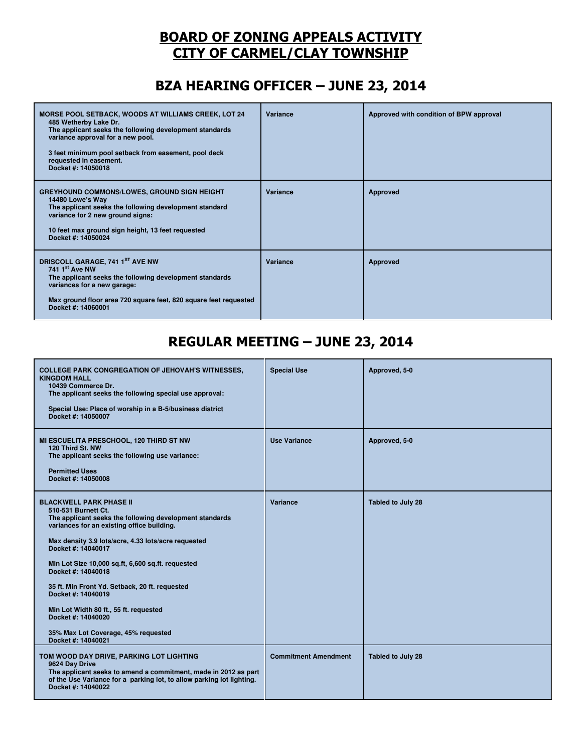# BOARD OF ZONING APPEALS ACTIVITY
# CITY OF CARMEL/CLAY TOWNSHIP

## BZA HEARING OFFICER – JUNE 23, 2014

| | | |
|---|---|---|
| **MORSE POOL SETBACK, WOODS AT WILLIAMS CREEK, LOT 24**<br>485 Wetherby Lake Dr.<br>The applicant seeks the following development standards variance approval for a new pool.<br><br>3 feet minimum pool setback from easement, pool deck requested in easement.<br>Docket #: 14050018 | Variance | Approved with condition of BPW approval |
| **GREYHOUND COMMONS/LOWES, GROUND SIGN HEIGHT**<br>14480 Lowe's Way<br>The applicant seeks the following development standard variance for 2 new ground signs:<br><br>10 feet max ground sign height, 13 feet requested<br>Docket #: 14050024 | Variance | Approved |
| **DRISCOLL GARAGE, 741 1ST AVE NW**<br>741 1st Ave NW<br>The applicant seeks the following development standards variances for a new garage:<br><br>Max ground floor area 720 square feet, 820 square feet requested<br>Docket #: 14060001 | Variance | Approved |

## REGULAR MEETING – JUNE 23, 2014

| | | |
|---|---|---|
| **COLLEGE PARK CONGREGATION OF JEHOVAH'S WITNESSES, KINGDOM HALL**<br>10439 Commerce Dr.<br>The applicant seeks the following special use approval:<br><br>Special Use: Place of worship in a B-5/business district<br>Docket #: 14050007 | Special Use | Approved, 5-0 |
| **MI ESCUELITA PRESCHOOL, 120 THIRD ST NW**<br>120 Third St. NW<br>The applicant seeks the following use variance:<br><br>Permitted Uses<br>Docket #: 14050008 | Use Variance | Approved, 5-0 |
| **BLACKWELL PARK PHASE II**<br>510-531 Burnett Ct.<br>The applicant seeks the following development standards variances for an existing office building.<br><br>Max density 3.9 lots/acre, 4.33 lots/acre requested<br>Docket #: 14040017<br><br>Min Lot Size 10,000 sq.ft, 6,600 sq.ft. requested<br>Docket #: 14040018<br><br>35 ft. Min Front Yd. Setback, 20 ft. requested<br>Docket #: 14040019<br><br>Min Lot Width 80 ft., 55 ft. requested<br>Docket #: 14040020<br><br>35% Max Lot Coverage, 45% requested<br>Docket #: 14040021 | Variance | Tabled to July 28 |
| **TOM WOOD DAY DRIVE, PARKING LOT LIGHTING**<br>9624 Day Drive<br>The applicant seeks to amend a commitment, made in 2012 as part of the Use Variance for a parking lot, to allow parking lot lighting.<br>Docket #: 14040022 | Commitment Amendment | Tabled to July 28 |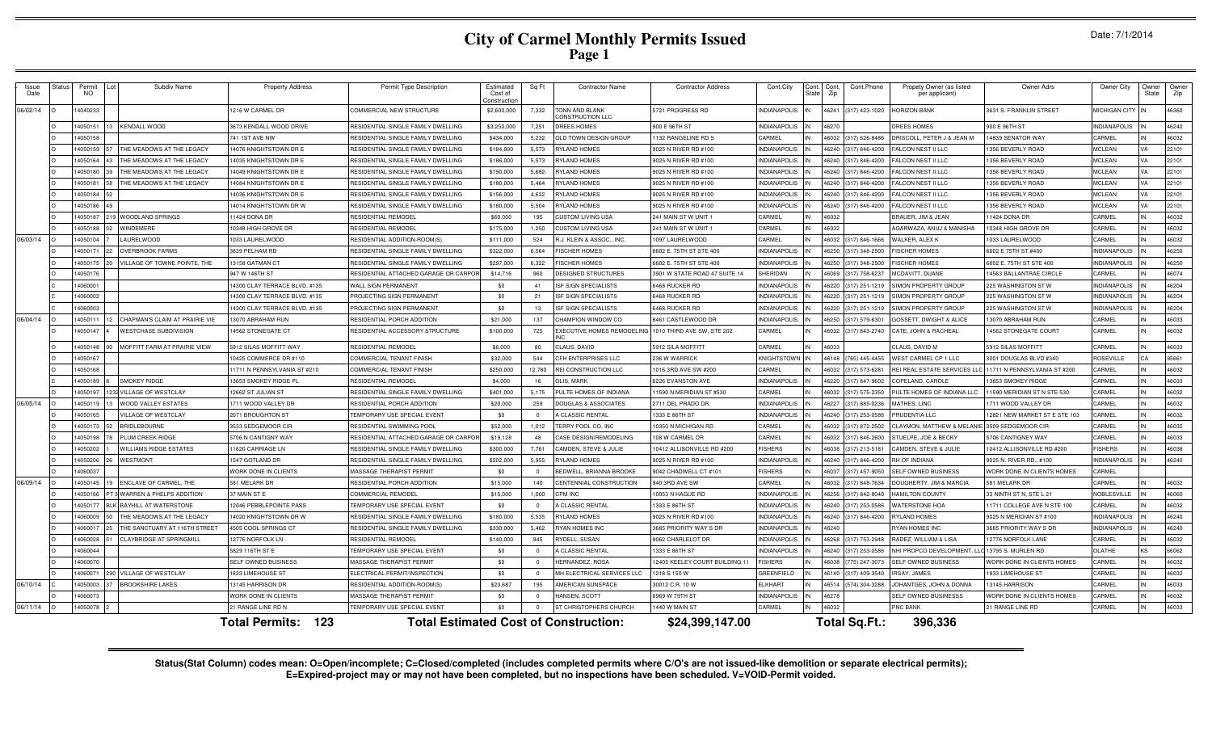# City of Carmel Monthly Permits Issued

Date: 7/1/2014

| Issue Date | Status | Permit NO | Lot | Subdiv Name | Property Address | Permit Type Description | Estimated Cost of Construction | Sq Ft | Contractor Name | Contractor Address | Cont.City | Cont. State | Cont. Zip | Cont.Phone | Propety Owner (as listed per applicant) | Owner Adrs | Owner City | Owner State | Owner Zip |
|---|---|---|---|---|---|---|---|---|---|---|---|---|---|---|---|---|---|---|---|
| 06/02/14 | O | 14040233 | | | 1216 W CARMEL DR | COMMERCIAL NEW STRUCTURE | $2,600,000 | 7,332 | TONN AND BLANK CONSTRUCTION LLC | 5721 PROGRESS RD | INDIANAPOLIS | IN | 46241 | (317) 423-1020 | HORIZON BANK | 3631 S. FRANKLIN STREET | MICHIGAN CITY | IN | 46360 |
| | O | 14050151 | 13 | KENDALL WOOD | 3673 KENDALL WOOD DRIVE | RESIDENTIAL SINGLE FAMILY DWELLING | $3,250,000 | 7,251 | DREES HOMES | 900 E 96TH ST | INDIANAPOLIS | IN | 46270 | | DREES HOMES | 900 E 96TH ST | INDIANAPOLIS | IN | 46240 |
| | O | 14050158 | | | 741 1ST AVE NW | RESIDENTIAL SINGLE FAMILY DWELLING | $434,000 | 5,232 | OLD TOWN DESIGN GROUP | 1132 RANGELINE RD S | CARMEL | IN | 46032 | (317) 626-8486 | DRISCOLL, PETER J & JEAN M | 14839 SENATOR WAY | CARMEL | IN | 46032 |
| | O | 14050159 | 57 | THE MEADOWS AT THE LEGACY | 14076 KNIGHTSTOWN DR E | RESIDENTIAL SINGLE FAMILY DWELLING | $184,000 | 5,573 | RYLAND HOMES | 9025 N RIVER RD #100 | INDIANAPOLIS | IN | 46240 | (317) 846-4200 | FALCON NEST II LLC | 1356 BEVERLY ROAD | MCLEAN | VA | 22101 |
| | O | 14050164 | 43 | THE MEADOWS AT THE LEGACY | 14035 KNIGHTSTOWN DR E | RESIDENTIAL SINGLE FAMILY DWELLING | $186,000 | 5,573 | RYLAND HOMES | 9025 N RIVER RD #100 | INDIANAPOLIS | IN | 46240 | (317) 846-4200 | FALCON NEST II LLC | 1356 BEVERLY ROAD | MCLEAN | VA | 22101 |
| | O | 14050180 | 39 | THE MEADOWS AT THE LEGACY | 14049 KNIGHTSTOWN DR E | RESIDENTIAL SINGLE FAMILY DWELLING | $190,000 | 5,682 | RYLAND HOMES | 9025 N RIVER RD #100 | INDIANAPOLIS | IN | 46240 | (317) 846-4200 | FALCON NEST II LLC | 1356 BEVERLY ROAD | MCLEAN | VA | 22101 |
| | O | 14050181 | 58 | THE MEADOWS AT THE LEGACY | 14084 KNIGHTSTOWN DR E | RESIDENTIAL SINGLE FAMILY DWELLING | $180,000 | 5,464 | RYLAND HOMES | 9025 N RIVER RD #100 | INDIANAPOLIS | IN | 46240 | (317) 846-4200 | FALCON NEST II LLC | 1356 BEVERLY ROAD | MCLEAN | VA | 22101 |
| | O | 14050184 | 52 | | 14036 KNIGHTSTOWN DR E | RESIDENTIAL SINGLE FAMILY DWELLING | $156,000 | 4,632 | RYLAND HOMES | 9025 N RIVER RD #100 | INDIANAPOLIS | IN | 46240 | (317) 846-4200 | FALCON NEST II LLC | 1356 BEVERLY ROAD | MCLEAN | VA | 22101 |
| | O | 14050186 | 49 | | 14014 KNIGHTSTOWN DR W | RESIDENTIAL SINGLE FAMILY DWELLING | $180,000 | 5,504 | RYLAND HOMES | 9025 N RIVER RD #100 | INDIANAPOLIS | IN | 46240 | (317) 846-4200 | FALCON NEST II LLC | 1356 BEVERLY ROAD | MCLEAN | VA | 22101 |
| | O | 14050187 | 219 | WOODLAND SPRINGS | 11424 DONA DR | RESIDENTIAL REMODEL | $60,000 | 195 | CUSTOM LIVING USA | 241 MAIN ST W UNIT 1 | CARMEL | IN | 46032 | | BRAUER, JIM & JEAN | 11424 DONA DR | CARMEL | IN | 46032 |
| | O | 14050188 | 52 | WINDEMERE | 10348 HIGH GROVE DR | RESIDENTIAL REMODEL | $175,000 | 1,250 | CUSTOM LIVING USA | 241 MAIN ST W UNIT 1 | CARMEL | IN | 46032 | | AGARWAZA, ANUJ & MANISHA | 10348 HIGH GROVE DR | CARMEL | IN | 46032 |
| 06/03/14 | O | 14050104 | 7 | LAURELWOOD | 1033 LAURELWOOD | RESIDENTIAL ADDITION-ROOM(S) | $111,000 | 524 | R.J. KLEIN & ASSOC., INC. | 1097 LAURELWOOD | CARMEL | IN | 46032 | (317) 846-1666 | WALKER, ALEX K | 1033 LAURELWOOD | CARMEL | IN | 46032 |
| | O | 14050171 | 22 | OVERBROOK FARMS | 3839 PELHAM RD | RESIDENTIAL SINGLE FAMILY DWELLING | $322,000 | 6,564 | FISCHER HOMES | 6602 E. 75TH ST STE 400 | INDIANAPOLIS | IN | 46250 | (317) 348-2500 | FISCHER HOMES | 6602 E 75TH ST #400 | INDIANAPOLIS | IN | 46250 |
| | O | 14050175 | 20 | VILLAGE OF TOWNE POINTE, THE | 13158 GATMAN CT | RESIDENTIAL SINGLE FAMILY DWELLING | $297,000 | 6,322 | FISCHER HOMES | 6602 E. 75TH ST STE 400 | INDIANAPOLIS | IN | 46250 | (317) 348-2500 | FISCHER HOMES | 6602 E. 75TH ST STE 400 | INDIANAPOLIS | IN | 46250 |
| | O | 14050176 | | | 947 W 146TH ST | RESIDENTIAL ATTACHED GARAGE OR CARPOR | $14,716 | 960 | DESIGNED STRUCTURES | 3901 W STATE ROAD 47 SUITE 14 | SHERIDAN | IN | 46069 | (317) 758-6237 | MCDAVITT, DUANE | 14563 BALLANTRAE CIRCLE | CARMEL | IN | 46074 |
| | C | 14060001 | | | 14300 CLAY TERRACE BLVD. #135 | WALL SIGN PERMANENT | $0 | 41 | ISF SIGN SPECIALISTS | 6468 RUCKER RD | INDIANAPOLIS | IN | 46220 | (317) 251-1219 | SIMON PROPERTY GROUP | 225 WASHINGTON ST W | INDIANAPOLIS | IN | 46204 |
| | C | 14060002 | | | 14300 CLAY TERRACE BLVD. #135 | PROJECTING SIGN PERMANENT | $0 | 21 | ISF SIGN SPECIALISTS | 6468 RUCKER RD | INDIANAPOLIS | IN | 46220 | (317) 251-1219 | SIMON PROPERTY GROUP | 225 WASHINGTON ST W | INDIANAPOLIS | IN | 46204 |
| | C | 14060003 | | | 14300 CLAY TERRACE BLVD. #135 | PROJECTING SIGN PERMANENT | $0 | 13 | ISF SIGN SPECIALISTS | 6468 RUCKER RD | INDIANAPOLIS | IN | 46220 | (317) 251-1219 | SIMON PROPERTY GROUP | 225 WASHINGTON ST W | INDIANAPOLIS | IN | 46204 |
| 06/04/14 | O | 14050111 | 12 | CHAPMAN'S CLAIM AT PRAIRIE VIE | 13070 ABRAHAM RUN | RESIDENTIAL PORCH ADDITION | $21,000 | 137 | CHAMPION WINDOW CO | 8461 CASTLEWOOD DR | INDIANAPOLIS | IN | 46250 | (317) 579-6301 | GOSSETT, DWIGHT & ALICE | 13070 ABRAHAM RUN | CARMEL | IN | 46033 |
| | O | 14050147 | 4 | WESTCHASE SUBDIVISION | 14562 STONEGATE CT | RESIDENTIAL ACCESSORY STRUCTURE | $100,000 | 725 | EXECUTIVE HOMES REMODELING INC | 1010 THIRD AVE SW, STE 202 | CARMEL | IN | 46032 | (317) 843-2740 | CATE, JOHN & RACHEAL | 14562 STONEGATE COURT | CARMEL | IN | 46032 |
| | O | 14050148 | 90 | MOFFITT FARM AT PRAIRIE VIEW | 5912 SILAS MOFFITT WAY | RESIDENTIAL REMODEL | $6,000 | 80 | CLAUS, DAVID | 5912 SILA MOFFITT | CARMEL | IN | 46033 | | CLAUS, DAVID M | 5912 SILAS MOFFITT | CARMEL | IN | 46033 |
| | O | 14050167 | | | 10425 COMMERCE DR #110 | COMMERCIAL TENANT FINISH | $32,000 | 544 | CFH ENTERPRISES LLC | 236 W WARRICK | KNIGHTSTOWN | IN | 46148 | (765) 445-4455 | WEST CARMEL CP 1 LLC | 3001 DOUGLAS BLVD #340 | ROSEVILLE | CA | 95661 |
| | O | 14050168 | | | 11711 N PENNSYLVANIA ST #210 | COMMERCIAL TENANT FINISH | $250,000 | 12,780 | REI CONSTRUCTION LLC | 1016 3RD AVE SW #200 | CARMEL | IN | 46032 | (317) 573-6281 | REI REAL ESTATE SERVICES LLC | 11711 N PENNSYLVANIA ST #200 | CARMEL | IN | 46032 |
| | C | 14050189 | 8 | SMOKEY RIDGE | 13653 SMOKEY RIDGE PL | RESIDENTIAL REMODEL | $4,000 | 16 | OLIS, MARK | 6226 EVANSTON AVE | INDIANAPOLIS | IN | 46220 | (317) 847-9602 | COPELAND, CAROLE | 13653 SMOKEY RIDGE | CARMEL | IN | 46033 |
| | O | 14050197 | 1232 | VILLAGE OF WESTCLAY | 12662 ST JULIAN ST | RESIDENTIAL SINGLE FAMILY DWELLING | $401,000 | 5,175 | PULTE HOMES OF INDIANA | 11590 N MERIDIAN ST #530 | CARMEL | IN | 46032 | (317) 575-2350 | PULTE HOMES OF INDIANA LLC | 11590 MERIDIAN ST N STE 530 | CARMEL | IN | 46032 |
| 06/05/14 | O | 14050119 | 13 | WOOD VALLEY ESTATES | 1711 WOOD VALLEY DR | RESIDENTIAL PORCH ADDITION | $20,000 | 259 | DOUGLAS & ASSOCIATES | 2711 DEL PRADO DR. | INDIANAPOLIS | IN | 46227 | (317) 885-0236 | MATHES, LINC | 1711 WOOD VALLEY DR | CARMEL | IN | 46032 |
| | O | 14050165 | | VILLAGE OF WESTCLAY | 2071 BROUGHTON ST | TEMPORARY USE SPECIAL EVENT | $0 | 0 | A CLASSIC RENTAL | 1333 E 86TH ST | INDIANAPOLIS | IN | 46240 | (317) 253-0586 | PRUDENTIA LLC | 12821 NEW MARKET ST E STE 103 | CARMEL | IN | 46032 |
| | O | 14050173 | 52 | BRIDLEBOURNE | 3533 SEDGEMOOR CIR | RESIDENTIAL SWIMMING POOL | $52,000 | 1,012 | TERRY POOL CO, INC | 10350 N MICHIGAN RD | CARMEL | IN | 46032 | (317) 872-2502 | CLAYMON, MATTHEW & MELANIE | 3509 SEDGEMOOR CIR | CARMEL | IN | 46032 |
| | O | 14050198 | 78 | PLUM CREEK RIDGE | 5706 N CANTIGNY WAY | RESIDENTIAL ATTACHED GARAGE OR CARPOR | $19,128 | 48 | CASE DESIGN/REMODELING | 108 W CARMEL DR | CARMEL | IN | 46032 | (317) 846-2600 | STUELPE, JOE & BECKY | 5706 CANTIGNEY WAY | CARMEL | IN | 46033 |
| | O | 14050202 | 1 | WILLIAMS RIDGE ESTATES | 11620 CARRIAGE LN | RESIDENTIAL SINGLE FAMILY DWELLING | $300,000 | 7,761 | CAMDEN, STEVE & JULIE | 10412 ALLISONVILLE RD #200 | FISHERS | IN | 46038 | (317) 213-5181 | CAMDEN, STEVE & JULIE | 10412 ALLISONVILLE RD #200 | FISHERS | IN | 46038 |
| | O | 14050206 | 26 | WESTMONT | 1547 GOTLAND DR | RESIDENTIAL SINGLE FAMILY DWELLING | $202,000 | 5,955 | RYLAND HOMES | 9025 N RIVER RD #100 | INDIANAPOLIS | IN | 46240 | (317) 846-4200 | RH OF INDIANA | 9025 N. RIVER RD., #100 | INDIANAPOLIS | IN | 46240 |
| | O | 14060037 | | | WORK DONE IN CLIENTS | MASSAGE THERAPIST PERMIT | $0 | 0 | BEDWELL, BRIANNA BROOKE | 9042 CHADWELL CT #101 | FISHERS | IN | 46037 | (317) 457-9050 | SELF OWNED BUSINESS | WORK DONE IN CLIENTS HOMES | CARMEL | | |
| 06/09/14 | O | 14050145 | 19 | ENCLAVE OF CARMEL, THE | 581 MELARK DR | RESIDENTIAL PORCH ADDITION | $15,000 | 140 | CENTENNIAL CONSTRUCTION | 940 3RD AVE SW | CARMEL | IN | 46032 | (317) 848-7634 | DOUGHERTY, JIM & MARCIA | 581 MELARK DR | CARMEL | IN | 46032 |
| | O | 14050166 | PT 3 | WARREN & PHELPS ADDITION | 37 MAIN ST E | COMMERCIAL REMODEL | $15,000 | 1,000 | CPM INC | 10053 N HAGUE RD | INDIANAPOLIS | IN | 46256 | (317) 842-8040 | HAMILTON COUNTY | 33 NINTH ST N, STE L 21 | NOBLESVILLE | IN | 46060 |
| | O | 14050177 | BLK | BLUFF AT WATERSTONE | 12046 PEBBLEPOINTE PASS | TEMPORARY USE SPECIAL EVENT | $0 | 0 | A CLASSIC RENTAL | 1333 E 86TH ST | INDIANAPOLIS | IN | 46240 | (317) 253-0586 | WATERSTONE HOA | 11711 COLLEGE AVE N STE 100 | CARMEL | IN | 46032 |
| | O | 14060009 | 50 | THE MEADOWS AT THE LEGACY | 14020 KNIGHTSTOWN DR W | RESIDENTIAL SINGLE FAMILY DWELLING | $180,000 | 5,535 | RYLAND HOMES | 9025 N RIVER RD #100 | INDIANAPOLIS | IN | 46240 | (317) 846-4200 | RYLAND HOMES | 9025 N MERIDIAN ST #100 | INDIANAPOLIS | IN | 46240 |
| | O | 14060017 | 25 | THE SANCTUARY AT 116TH STREET | 4505 COOL SPRINGS CT | RESIDENTIAL SINGLE FAMILY DWELLING | $330,000 | 5,462 | RYAN HOMES INC | 3685 PRIORITY WAY S DR | INDIANAPOLIS | IN | 46240 | | RYAN HOMES INC | 3685 PRIORITY WAY S DR | INDIANAPOLIS | IN | 46240 |
| | O | 14060028 | 51 | CLAYBRIDGE AT SPRINGMILL | 12776 NORFOLK LN | RESIDENTIAL REMODEL | $140,000 | 945 | RYDELL, SUSAN | 8062 CHARLELOT DR | INDIANAPOLIS | IN | 46268 | (317) 753-2948 | RADEZ, WILLIAM & LISA | 12776 NORFOLK LANE | CARMEL | IN | 46032 |
| | O | 14060044 | | | 5829 116TH ST E | TEMPORARY USE SPECIAL EVENT | $0 | 0 | A CLASSIC RENTAL | 1333 E 86TH ST | INDIANAPOLIS | IN | 46240 | (317) 253-0586 | NHI PROPCO DEVELOPMENT, LLC | 13795 S. MURLEN RD | OLATHE | KS | 66062 |
| | O | 14060070 | | | SELF OWNED BUSINESS | MASSAGE THERAPIST PERMIT | $0 | 0 | HERNANDEZ, ROSA | 12405 KEELEY COURT BUILDING 11 | FISHERS | IN | 46038 | (775) 247-3073 | SELF OWNED BUSINESS | WORK DONE IN CLIENTS HOMES | CARMEL | IN | 46032 |
| | O | 14060071 | 290 | VILLAGE OF WESTCLAY | 1833 LIMEHOUSE ST | ELECTRICAL PERMIT/INSPECTION | $0 | 0 | MH ELECTRICAL SERVICES LLC | 1218 S 150 W | GREENFIELD | IN | 46140 | (317) 409-3540 | IRSAY, JAMES | 1833 LIMEHOUSE ST | CARMEL | IN | 46032 |
| 06/10/14 | C | 14050003 | 37 | BROOKSHIRE LAKES | 13145 HARRISON DR | RESIDENTIAL ADDITION-ROOM(S) | $23,687 | 195 | AMERICAN SUNSPACE | 30012 C.R. 10 W | ELKHART | IN | 46514 | (574) 304-3288 | JOHANTGES, JOHN & DONNA | 13145 HARRISON | CARMEL | IN | 46033 |
| | O | 14060073 | | | WORK DONE IN CLIENTS | MASSAGE THERAPIST PERMIT | $0 | 0 | HANSEN, SCOTT | 6969 W 79TH ST | INDIANAPOLIS | IN | 46278 | | SELF OWNED BUSINESSS | WORK DONE IN CLIENTS HOMES | CARMEL | IN | 46032 |
| 06/11/14 | O | 14050078 | 2 | | 21 RANGE LINE RD N | TEMPORARY USE SPECIAL EVENT | $0 | 0 | ST CHRISTOPHERS CHURCH | 1440 W MAIN ST | CARMEL | IN | 46032 | | PNC BANK | 21 RANGE LINE RD | CARMEL | IN | 46033 |

**Total Permits: 123** **Total Estimated Cost of Construction: $24,399,147.00** **Total Sq.Ft.: 396,336**

**Status(Stat Column) codes mean: O=Open/incomplete; C=Closed/completed (includes completed permits where C/O's are not issued-like demolition or separate electrical permits); E=Expired-project may or may not have been completed, but no inspections have been scheduled. V=VOID-Permit voided.**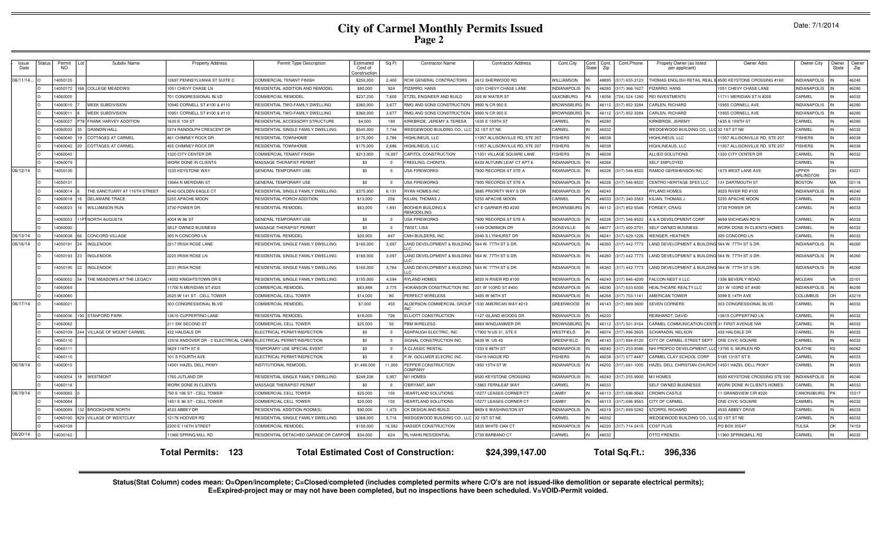# City of Carmel Monthly Permits Issued
## Page 2

Date: 7/1/2014

| Issue Date | Status | Permit NO | Lot | Subdiv Name | Property Address | Permit Type Description | Estimated Cost of Construction | Sq Ft | Contractor Name | Contractor Address | Cont.City | Cont. State | Cont. Zip | Cont.Phone | Propety Owner (as listed per applicant) | Owner Adrs | Owner City | Owner State | Owner Zip |
|---|---|---|---|---|---|---|---|---|---|---|---|---|---|---|---|---|---|---|---|
| 06/11/14... | O | 14050125 | | | 12697 PENNSYLVANIA ST SUITE C | COMMERCIAL TENANT FINISH | $250,000 | 2,400 | RCW GENERAL CONTRACTORS | 2612 SHERWOOD RD | WILLIAMSON | MI | 48895 | (517) 655-3123 | THOMAS ENGLISH RETAIL REAL E | 8500 KEYSTONE CROSSING #160 | INDIANAPOLIS | IN | 46240 |
| | O | 14050172 | 166 | COLLEGE MEADOWS | 1051 CHEVY CHASE LN | RESIDENTIAL ADDITION AND REMODEL | $80,000 | 924 | PIZARRO, HANS | 1051 CHEVY CHASE LANE | INDIANAPOLIS | IN | 46280 | (317) 366-1627 | PIZARRO, HANS | 1051 CHEVY CHASE LANE | INDIANAPOLIS | IN | 46280 |
| | O | 14060005 | | | 701 CONGRESSIONAL BLVD | COMMERCIAL REMODEL | $237,230 | 7,600 | ETZEL ENGINEER AND BUILD | 205 W WATER ST | SAXONBURG | PA | 16056 | (724) 524-1280 | REI INVESTMENTS | 11711 MERIDIAN ST N #200 | CARMEL | IN | 46032 |
| | O | 14060010 | 7 | MEEK SUBDIVISION | 10945 CORNELL ST #100 & #110 | RESIDENTIAL TWO-FAMILY DWELLING | $360,000 | 3,677 | RMG AND SONS CONSTRUCTION | 9900 N CR 950 E | BROWNSBURG | IN | 46112 | (317) 852-3284 | CARLEN, RICHARD | 10955 CORNELL AVE | INDIANAPOLIS | IN | 46280 |
| | O | 14060011 | 8 | MEEK SUBDIVISION | 10951 CORNELL ST #100 & #110 | RESIDENTIAL TWO-FAMILY DWELLING | $360,000 | 3,677 | RMG AND SONS CONSTRUCTION | 9900 N CR 950 E | BROWNSBURG | IN | 46112 | (317) 852-3284 | CARLEN, RICHARD | 10955 CORNELL AVE | INDIANAPOLIS | IN | 46280 |
| | C | 14060027 | PT8 | FRANK HARVEY ADDITION | 1635 E 109 ST | RESIDENTIAL ACCESSORY STRUCTURE | $4,000 | 199 | KIRKBRIDE, JEREMY & TERESA | 1635 E 109TH ST | CARMEL | IN | 46280 | | KIRKBRIDE, JEREMY | 1635 E 109TH ST | CARMEL | IN | 46280 |
| | O | 14060033 | 35 | GRANDIN HALL | 5374 RANDOLPH CRESCENT DR | RESIDENTIAL SINGLE FAMILY DWELLING | $545,000 | 7,744 | WEDGEWOOD BUILDING CO., LLC | 32 1ST ST NE | CARMEL | IN | 46032 | | WEDGEWOOD BUILDING CO., LLC | 32 1ST ST NE | CARMEL | IN | 46032 |
| | O | 14060040 | 19 | COTTAGES AT CARMEL | 461 CHIMNEY ROCK DR | RESIDENTIAL TOWNHOME | $175,000 | 2,766 | HIGHLINEUS, LLC | 11057 ALLISONVILLE RD, STE 207 | FISHERS | IN | 46038 | | HIGHLINEUS, LLC | 11057 ALLISONVILLE RD, STE 207 | FISHERS | IN | 46038 |
| | O | 14060042 | 20 | COTTAGES AT CARMEL | 455 CHIMNEY ROCK DR | RESIDENTIAL TOWNHOME | $175,000 | 2,686 | HIGHLINEUS, LLC | 11057 ALLISONVILLE RD, STE 207 | FISHERS | IN | 46038 | | HIGHLINEAUS, LLC | 11057 ALLISONVILLE RD, STE 207 | FISHERS | IN | 46038 |
| | O | 14060043 | | | 1320 CITY CENTER DR | COMMERCIAL TENANT FINISH | $213,000 | 16,007 | CAPITOL CONSTRUCTION | 11051 VILLAGE SQUARE LANE | FISHERS | IN | 46038 | | ALLIED SOLUTIONS | 1320 CITY CENTER DR | CARMEL | IN | 46032 |
| | O | 14060079 | | | WORK DONE IN CLIENTS | MASSAGE THERAPIST PERMIT | $0 | 0 | FREELING, CHONITA | 8439 AUTUMN LEAF CT APT 6 | INDIANAPOLIS | IN | 46268 | | SELF EMPLOYED | | CARMEL | IN | |
| 06/12/14 | O | 14050130 | | | 1235 KEYSTONE WAY | GENERAL TEMPORARY USE | $0 | 0 | USA FIREWORKS | 7800 RECORDS ST STE A | INDIANAPOLIS | IN | 46226 | (317) 546-8522 | RAMCO GERSHENSON INC | 1675 WEST LANE AVE | UPPER ARLINGTON | OH | 43221 |
| | O | 14050131 | | | 13664 N MERIDIAN ST | GENERAL TEMPORARY USE | $0 | 0 | USA FIREWORKS | 7800 RECORDS ST STE A | INDIANAPOLIS | IN | 46226 | (317) 546-8522 | CENTRO HERITAGE SPE5 LLC | 131 DARTMOUTH ST | BOSTON | MA | 02116 |
| | O | 14060014 | 6 | THE SANCTUARY AT 116TH STREET | 4540 GOLDEN EAGLE CT | RESIDENTIAL SINGLE FAMILY DWELLING | $375,000 | 6,131 | RYAN HOMES INC | 3685 PRIORITY WAY S DR | INDIANAPOLIS | IN | 46240 | | RYLAND HOMES | 9025 RIVER RD #100 | INDIANAPOLIS | IN | 46240 |
| | O | 14060018 | 16 | DELAWARE TRACE | 5255 APACHE MOON | RESIDENTIAL PORCH ADDITION | $13,000 | 256 | KILIAN, THOMAS J | 5255 APACHE MOON | CARMEL | IN | 46033 | (317) 340-3363 | KILIAN, THOMAS J | 5255 APACHE MOON | CARMEL | IN | 46033 |
| | O | 14060023 | 16 | WILLIAMSON RUN | 3730 POWER DR | RESIDENTIAL REMODEL | $63,000 | 1,891 | BOOHER BUILDING & REMODELING | 67 E GARNER RD #200 | BROWNSBURG | IN | 46112 | (317) 852-5546 | FORGEY, CRAIG | 3730 POWER DR | CARMEL | IN | 46033 |
| | O | 14060053 | 11PT | NORTH AUGUSTA | 4004 W 96 ST | GENERAL TEMPORARY USE | $0 | 0 | USA FIREWORKS | 7800 RECORDS ST STE A | INDIANAPOLIS | IN | 46226 | (317) 546-8522 | A & A DEVELOPMENT CORP | 9699 MICHIGAN RD N | CARMEL | IN | 46032 |
| | O | 14060092 | | | SELF OWNED BUSINESS | MASSAGE THERAPIST PERMIT | $0 | 0 | TWIST, LISA | 1449 DOMINION DR | ZIONSVILLE | IN | 46077 | (317) 400-2701 | SELF OWNED BUSINESS | WORK DONE IN CLIENTS HOMES | CARMEL | IN | 46032 |
| 06/13/14 | O | 14060038 | 66 | CONCORD VILLAGE | 305 N CONCORD LN | RESIDENTIAL REMODEL | $20,905 | 847 | CMH BUILDERS, INC | 2040 S LYNHURST DR | INDIANAPOLIS | IN | 46241 | (317) 629-1226 | WENGER, HEATHER | 305 CONCORD LN | CARMEL | IN | 46032 |
| 06/16/14 | O | 14050191 | 24 | INGLENOOK | 2217 IRISH ROSE LANE | RESIDENTIAL SINGLE FAMILY DWELLING | $160,000 | 3,097 | LAND DEVELOPMENT & BUILDING LLC | 564 W. 77TH ST S DR. | INDIANAPOLIS | IN | 46260 | (317) 442-7773 | LAND DEVELOPMENT & BUILDING | 564 W. 77TH ST S DR. | INDIANAPOLIS | IN | 46260 |
| | O | 14050193 | 23 | INGLENOOK | 2225 IRISH ROSE LN | RESIDENTIAL SINGLE FAMILY DWELLING | $160,000 | 3,097 | LAND DEVELOPMENT & BUILDING LLC | 564 W. 77TH ST S DR. | INDIANAPOLIS | IN | 46260 | (317) 442-7773 | LAND DEVELOPMENT & BUILDING | 564 W. 77TH ST S DR. | INDIANAPOLIS | IN | 46260 |
| | O | 14050195 | 22 | INGLENOOK | 2231 IRISH ROSE | RESIDENTIAL SINGLE FAMILY DWELLING | $160,000 | 3,764 | LAND DEVELOPMENT & BUILDING LLC | 564 W. 77TH ST S DR. | INDIANAPOLIS | IN | 46260 | (317) 442-7773 | LAND DEVELOPMENT & BUILDING | 564 W. 77TH ST S DR. | INDIANAPOLIS | IN | 46260 |
| | O | 14060052 | 54 | THE MEADOWS AT THE LEGACY | 14052 KNIGHTSTOWN DR E | RESIDENTIAL SINGLE FAMILY DWELLING | $155,000 | 4,594 | RYLAND HOMES | 9025 N RIVER RD #100 | INDIANAPOLIS | IN | 46240 | (317) 846-4200 | FALCON NEST II LLC | 1356 BEVERLY ROAD | MCLEAN | VA | 22101 |
| | O | 14060069 | | | 11700 N MERIDIAN ST #325 | COMMERCIAL REMODEL | $63,888 | 3,775 | HOKANSON CONSTRUCTION INC | 201 W 103RD ST #400 | INDIANAPOLIS | IN | 46290 | (317) 633-6300 | HEALTHCARE REALTY LLC | 201 W 103RD ST #400 | INDIANAPOLIS | IN | 46290 |
| | O | 14060080 | | | 2525 W 141 ST - CELL TOWER | COMMERCIAL CELL TOWER | $14,000 | 80 | PERFECT WIRELESS | 3405 W 96TH ST | INDIANAPOLIS | IN | 46268 | (317) 753-1141 | AMERICAN TOWER | 3099 E 14TH AVE | COLUMBUS | OH | 43219 |
| 06/17/14 | O | 14060021 | | | 303 CONGRESSIONAL BLVD | COMMERCIAL REMODEL | $7,000 | 450 | ALDERSON COMMERCIAL GROUP INC | 1530 AMERICAN WAY #210 | GREENWOOD | IN | 46143 | (317) 889-3800 | SEVEN CORNERS | 303 CONGRESSIONAL BLVD | CARMEL | IN | 46032 |
| | O | 14060036 | 190 | STANFORD PARK | 13615 CUPPERTINO LANE | RESIDENTIAL REMODEL | $18,000 | 726 | ELLIOTT CONSTRUCTION | 1127 ISLAND WOODS DR | INDIANAPOLIS | IN | 46220 | | REINHARDT, DAVID | 13615 CUPPERTINO LN | CARMEL | IN | 46032 |
| | O | 14060082 | | | 211 SW SECOND ST | COMMERCIAL CELL TOWER | $25,000 | 50 | PBM WIRELESS | 6869 WINDJAMMER DR | BROWNSBURG | IN | 46112 | (317) 501-9164 | CARMEL COMMUNICATION CENTE | 31 FIRST AVENUE NW | CARMEL | IN | 46032 |
| | O | 14060109 | 244 | VILLAGE OF MOUNT CARMEL | 432 HALDALE DR | ELECTRICAL PERMIT/INSPECTION | $0 | 0 | ASHPAUGH ELECTRIC, INC | 17902 N US 31, STE 5 | WESTFIELD | IN | 46074 | (317) 896-2605 | SCHARADIN, NELSON | 432 HALDALE DR | CARMEL | IN | 46032 |
| | C | 14060110 | | | 12916 ANDOVER DR - 2 ELECTRICAL CABIN | ELECTRICAL PERMIT/INSPECTION | $0 | 0 | SIGNAL CONSTRUCTION INC. | 5639 W. US 40 | GREENFIELD | IN | 46140 | (317) 894-0120 | CITY OF CARMEL-STREET DEPT | ONE CIVIC SQUARE | CARMEL | IN | 46032 |
| | O | 14060111 | | | 5829 116TH ST E | TEMPORARY USE SPECIAL EVENT | $0 | 0 | A CLASSIC RENTAL | 1333 E 86TH ST | INDIANAPOLIS | IN | 46240 | (317) 253-0586 | NHI PROPCO DEVELOPMENT, LLC | 13795 S. MURLEN RD | OLATHE | KS | 66062 |
| | C | 14060115 | | | 101 S FOURTH AVE | ELECTRICAL PERMIT/INSPECTION | $0 | 0 | P.W. GOLLMER ELECRIC INC. | 10418 HAGUE RD | FISHERS | IN | 46038 | (317) 577-8487 | CARMEL CLAY SCHOOL CORP | 5185 131ST ST E | CARMEL | IN | 46033 |
| 06/18/14 | O | 14060015 | | | 14501 HAZEL DELL PKWY | INSTITUTIONAL REMODEL | $1,480,000 | 11,000 | PEPPER CONSTRUCTION COMPANY | 1850 15TH ST W | INDIANAPOLIS | IN | 46202 | (317) 681-1000 | HAZEL DELL CHRISTIAN CHURCH | 14501 HAZEL DELL PKWY | CARMEL | IN | 46033 |
| | O | 14060054 | 18 | WESTMONT | 1765 JUTLAND DR | RESIDENTIAL SINGLE FAMILY DWELLING | $248,236 | 5,957 | M/I HOMES | 8500 KEYSTONE CROSSING | INDIANAPOLIS | IN | 46240 | (317) 255-9900 | M/I HOMES | 8500 KEYSTONE CROSSING STE 590 | INDIANAPOLIS | IN | 46240 |
| | O | 14060118 | | | WORK DONE IN CLIENTS | MASSAGE THERAPIST PERMIT | $0 | 0 | O'BRYANT, AMY | 13865 FERNLEAF WAY | CARMEL | IN | 46033 | | SELF OWNED BUSINESSS | WORK DONE IN CLIENTS HOMES | CARMEL | IN | 46032 |
| 06/19/14 | O | 14060083 | 0 | | 750 E 106 ST - CELL TOWER | COMMERCIAL CELL TOWER | $20,000 | 100 | HEARTLAND SOLUTIONS | 10277 LEASES CORNER CT | CAMBY | IN | 46113 | (317) 696-9563 | CROWN CASTLE | 11 GRANDVIEW CIR #220 | CANONSBURG | PA | 15317 |
| | O | 14060084 | | | 1451 E 96 ST - CELL TOWER | COMMERCIAL CELL TOWER | $20,000 | 100 | HEARTLAND SOLUTIONS | 10277 LEASES CORNER CT | CAMBY | IN | 46113 | (317) 696-9563 | CITY OF CARMEL | ONE CIVIC SQUARE | CARMEL | IN | 46032 |
| | O | 14060089 | 132 | BROOKSHIRE NORTH | 4533 ABBEY DR | RESIDENTIAL ADDITION-ROOM(S) | $90,000 | 1,473 | CK DESIGN AND BUILD | 8809 E WASHINGTON ST | INDIANAPOLIS | IN | 46219 | (317) 899-5282 | STORRS, RICHARD | 4533 ABBEY DRIVE | CARMEL | IN | 46033 |
| | O | 14060100 | 829 | VILLAGE OF WESTCLAY | 12178 HOOVER RD | RESIDENTIAL SINGLE FAMILY DWELLING | $368,000 | 5,716 | WEDGEWOOD BUILDING CO., LLC | 32 1ST ST NE | CARMEL | IN | 46032 | | WEDGEWOOD BUILDING CO., LLC | 32 1ST ST NE | CARMEL | IN | 46032 |
| | O | 14060108 | | | 2200 E 116TH STREET | COMMERCIAL REMODEL | $150,000 | 16,582 | HASSER CONSTRUCTION | 5835 WHITE OAK CT | INDIANAPOLIS | IN | 46220 | (317) 714-2415 | COST PLUS | PO BOX 35547 | TULSA | OK | 74153 |
| 06/20/14 | O | 14030162 | | | 11960 SPRING MILL RD | RESIDENTIAL DETACHED GARAGE OR CARPOR | $34,000 | 624 | RL HAHN RESIDENTIAL | 2739 BARBANO CT | CARMEL | IN | 46032 | | OTTO FRENZEL | 11960 SPRINGMILL RD | CARMEL | IN | 46032 |

**Total Permits: 123** **Total Estimated Cost of Construction: $24,399,147.00** **Total Sq.Ft.: 396,336**

**Status(Stat Column) codes mean: O=Open/incomplete; C=Closed/completed (includes completed permits where C/O's are not issued-like demolition or separate electrical permits); E=Expired-project may or may not have been completed, but no inspections have been scheduled. V=VOID-Permit voided.**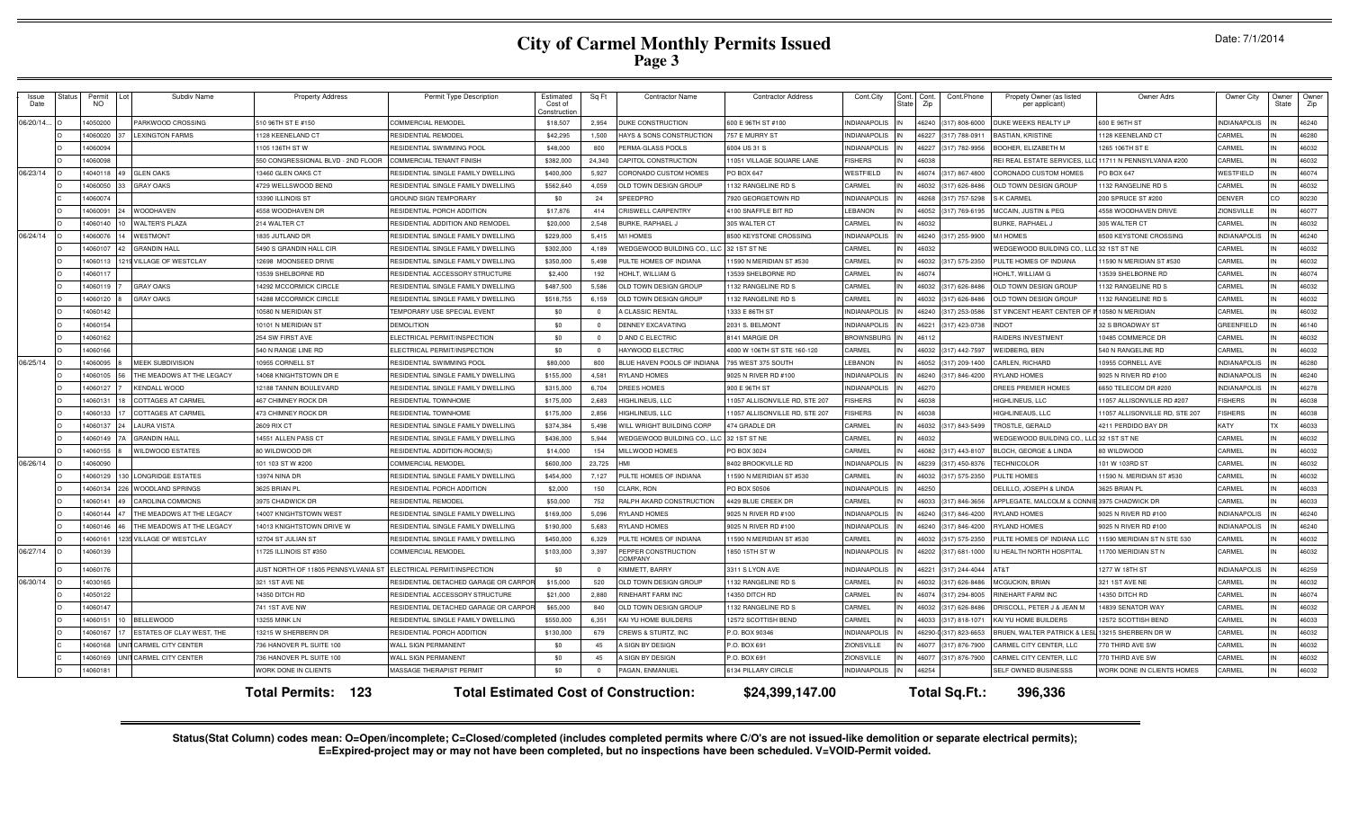# City of Carmel Monthly Permits Issued
## Page 3

Date: 7/1/2014

| Issue Date | Status | Permit NO | Lot | Subdiv Name | Property Address | Permit Type Description | Estimated Cost of Construction | Sq Ft | Contractor Name | Contractor Address | Cont.City | Cont. State | Cont. Zip | Cont.Phone | Propety Owner (as listed per applicant) | Owner Adrs | Owner City | Owner State | Owner Zip |
|---|---|---|---|---|---|---|---|---|---|---|---|---|---|---|---|---|---|---|---|
| 06/20/14... | O | 14050200 | | PARKWOOD CROSSING | 510 96TH ST E #150 | COMMERCIAL REMODEL | $18,507 | 2,954 | DUKE CONSTRUCTION | 600 E 96TH ST #100 | INDIANAPOLIS | IN | 46240 | (317) 808-6000 | DUKE WEEKS REALTY LP | 600 E 96TH ST | INDIANAPOLIS | IN | 46240 |
| | O | 14060020 | 37 | LEXINGTON FARMS | 1128 KEENELAND CT | RESIDENTIAL REMODEL | $42,295 | 1,500 | HAYS & SONS CONSTRUCTION | 757 E MURRY ST | INDIANAPOLIS | IN | 46227 | (317) 788-0911 | BASTIAN, KRISTINE | 1128 KEENELAND CT | CARMEL | IN | 46280 |
| | O | 14060094 | | | 1105 136TH ST W | RESIDENTIAL SWIMMING POOL | $48,000 | 800 | PERMA-GLASS POOLS | 6004 US 31 S | INDIANAPOLIS | IN | 46227 | (317) 782-9956 | BOOHER, ELIZABETH M | 1265 106TH ST E | CARMEL | IN | 46032 |
| | O | 14060098 | | | 550 CONGRESSIONAL BLVD - 2ND FLOOR | COMMERCIAL TENANT FINISH | $382,000 | 24,340 | CAPITOL CONSTRUCTION | 11051 VILLAGE SQUARE LANE | FISHERS | IN | 46038 | | REI REAL ESTATE SERVICES, LLC | 11711 N PENNSYLVANIA #200 | CARMEL | IN | 46032 |
| 06/23/14 | O | 14040118 | 49 | GLEN OAKS | 13460 GLEN OAKS CT | RESIDENTIAL SINGLE FAMILY DWELLING | $400,000 | 5,927 | CORONADO CUSTOM HOMES | PO BOX 647 | WESTFIELD | IN | 46074 | (317) 867-4800 | CORONADO CUSTOM HOMES | PO BOX 647 | WESTFIELD | IN | 46074 |
| | O | 14060050 | 33 | GRAY OAKS | 4729 WELLSWOOD BEND | RESIDENTIAL SINGLE FAMILY DWELLING | $562,640 | 4,059 | OLD TOWN DESIGN GROUP | 1132 RANGELINE RD S | CARMEL | IN | 46032 | (317) 626-8486 | OLD TOWN DESIGN GROUP | 1132 RANGELINE RD S | CARMEL | IN | 46032 |
| | C | 14060074 | | | 13390 ILLINOIS ST | GROUND SIGN TEMPORARY | $0 | 24 | SPEEDPRO | 7920 GEORGETOWN RD | INDIANAPOLIS | IN | 46268 | (317) 757-5298 | S-K CARMEL | 200 SPRUCE ST #200 | DENVER | CO | 80230 |
| | O | 14060091 | 24 | WOODHAVEN | 4558 WOODHAVEN DR | RESIDENTIAL PORCH ADDITION | $17,876 | 414 | CRISWELL CARPENTRY | 4100 SHAFFLE BIT RD | LEBANON | IN | 46052 | (317) 769-6195 | MCCAIN, JUSTIN & PEG | 4558 WOODHAVEN DRIVE | ZIONSVILLE | IN | 46077 |
| | O | 14060140 | 10 | WALTER'S PLAZA | 214 WALTER CT | RESIDENTIAL ADDITION AND REMODEL | $20,000 | 2,548 | BURKE, RAPHAEL J | 305 WALTER CT | CARMEL | IN | 46032 | | BURKE, RAPHAEL J | 305 WALTER CT | CARMEL | IN | 46032 |
| 06/24/14 | O | 14060076 | 14 | WESTMONT | 1835 JUTLAND DR | RESIDENTIAL SINGLE FAMILY DWELLING | $229,000 | 5,415 | M/I HOMES | 8500 KEYSTONE CROSSING | INDIANAPOLIS | IN | 46240 | (317) 255-9900 | M/I HOMES | 8500 KEYSTONE CROSSING | INDIANAPOLIS | IN | 46240 |
| | O | 14060107 | 42 | GRANDIN HALL | 5490 S GRANDIN HALL CIR | RESIDENTIAL SINGLE FAMILY DWELLING | $302,000 | 4,189 | WEDGEWOOD BUILDING CO., LLC | 32 1ST ST NE | CARMEL | IN | 46032 | | WEDGEWOOD BUILDING CO., LLC | 32 1ST ST NE | CARMEL | IN | 46032 |
| | O | 14060113 | 1218 | VILLAGE OF WESTCLAY | 12698 MOONSEED DRIVE | RESIDENTIAL SINGLE FAMILY DWELLING | $350,000 | 5,498 | PULTE HOMES OF INDIANA | 11590 N MERIDIAN ST #530 | CARMEL | IN | 46032 | (317) 575-2350 | PULTE HOMES OF INDIANA | 11590 N MERIDIAN ST #530 | CARMEL | IN | 46032 |
| | O | 14060117 | | | 13539 SHELBORNE RD | RESIDENTIAL ACCESSORY STRUCTURE | $2,400 | 192 | HOHLT, WILLIAM G | 13539 SHELBORNE RD | CARMEL | IN | 46074 | | HOHLT, WILLIAM G | 13539 SHELBORNE RD | CARMEL | IN | 46074 |
| | O | 14060119 | 7 | GRAY OAKS | 14292 MCCORMICK CIRCLE | RESIDENTIAL SINGLE FAMILY DWELLING | $487,500 | 5,586 | OLD TOWN DESIGN GROUP | 1132 RANGELINE RD S | CARMEL | IN | 46032 | (317) 626-8486 | OLD TOWN DESIGN GROUP | 1132 RANGELINE RD S | CARMEL | IN | 46032 |
| | O | 14060120 | 8 | GRAY OAKS | 14288 MCCORMICK CIRCLE | RESIDENTIAL SINGLE FAMILY DWELLING | $518,755 | 6,159 | OLD TOWN DESIGN GROUP | 1132 RANGELINE RD S | CARMEL | IN | 46032 | (317) 626-8486 | OLD TOWN DESIGN GROUP | 1132 RANGELINE RD S | CARMEL | IN | 46032 |
| | O | 14060142 | | | 10580 N MERIDIAN ST | TEMPORARY USE SPECIAL EVENT | $0 | 0 | A CLASSIC RENTAL | 1333 E 86TH ST | INDIANAPOLIS | IN | 46240 | (317) 253-0586 | ST VINCENT HEART CENTER OF IN | 10580 N MERIDIAN | CARMEL | IN | 46032 |
| | O | 14060154 | | | 10101 N MERIDIAN ST | DEMOLITION | $0 | 0 | DENNEY EXCAVATING | 2031 S. BELMONT | INDIANAPOLIS | IN | 46221 | (317) 423-0738 | INDOT | 32 S BROADWAY ST | GREENFIELD | IN | 46140 |
| | O | 14060162 | | | 254 SW FIRST AVE | ELECTRICAL PERMIT/INSPECTION | $0 | 0 | D AND C ELECTRIC | 8141 MARGIE DR | BROWNSBURG | IN | 46112 | | RAIDERS INVESTMENT | 10485 COMMERCE DR | CARMEL | IN | 46032 |
| | O | 14060166 | | | 540 N RANGE LINE RD | ELECTRICAL PERMIT/INSPECTION | $0 | 0 | HAYWOOD ELECTRIC | 4000 W 106TH ST STE 160-120 | CARMEL | IN | 46032 | (317) 442-7597 | WEIDBERG, BEN | 540 N RANGELINE RD | CARMEL | IN | 46032 |
| 06/25/14 | O | 14060095 | 8 | MEEK SUBDIVISION | 10955 CORNELL ST | RESIDENTIAL SWIMMING POOL | $80,000 | 800 | BLUE HAVEN POOLS OF INDIANA | 795 WEST 375 SOUTH | LEBANON | IN | 46052 | (317) 209-1400 | CARLEN, RICHARD | 10955 CORNELL AVE | INDIANAPOLIS | IN | 46280 |
| | O | 14060105 | 56 | THE MEADOWS AT THE LEGACY | 14068 KNIGHTSTOWN DR E | RESIDENTIAL SINGLE FAMILY DWELLING | $155,000 | 4,581 | RYLAND HOMES | 9025 N RIVER RD #100 | INDIANAPOLIS | IN | 46240 | (317) 846-4200 | RYLAND HOMES | 9025 N RIVER RD #100 | INDIANAPOLIS | IN | 46240 |
| | O | 14060127 | 7 | KENDALL WOOD | 12188 TANNIN BOULEVARD | RESIDENTIAL SINGLE FAMILY DWELLING | $315,000 | 6,704 | DREES HOMES | 900 E 96TH ST | INDIANAPOLIS | IN | 46270 | | DREES PREMIER HOMES | 6650 TELECOM DR #200 | INDIANAPOLIS | IN | 46278 |
| | O | 14060131 | 18 | COTTAGES AT CARMEL | 467 CHIMNEY ROCK DR | RESIDENTIAL TOWNHOME | $175,000 | 2,683 | HIGHLINEUS, LLC | 11057 ALLISONVILLE RD, STE 207 | FISHERS | IN | 46038 | | HIGHLINEUS, LLC | 11057 ALLISONVILLE RD #207 | FISHERS | IN | 46038 |
| | O | 14060133 | 17 | COTTAGES AT CARMEL | 473 CHIMNEY ROCK DR | RESIDENTIAL TOWNHOME | $175,000 | 2,856 | HIGHLINEUS, LLC | 11057 ALLISONVILLE RD, STE 207 | FISHERS | IN | 46038 | | HIGHLINEAUS, LLC | 11057 ALLISONVILLE RD, STE 207 | FISHERS | IN | 46038 |
| | O | 14060137 | 24 | LAURA VISTA | 2609 RIX CT | RESIDENTIAL SINGLE FAMILY DWELLING | $374,384 | 5,498 | WILL WRIGHT BUILDING CORP | 474 GRADLE DR | CARMEL | IN | 46032 | (317) 843-5499 | TROSTLE, GERALD | 4211 PERDIDO BAY DR | KATY | TX | 46033 |
| | O | 14060149 | 7A | GRANDIN HALL | 14551 ALLEN PASS CT | RESIDENTIAL SINGLE FAMILY DWELLING | $436,000 | 5,944 | WEDGEWOOD BUILDING CO., LLC | 32 1ST ST NE | CARMEL | IN | 46032 | | WEDGEWOOD BUILDING CO., LLC | 32 1ST ST NE | CARMEL | IN | 46032 |
| | O | 14060155 | 8 | WILDWOOD ESTATES | 80 WILDWOOD DR | RESIDENTIAL ADDITION-ROOM(S) | $14,000 | 154 | MILLWOOD HOMES | PO BOX 3024 | CARMEL | IN | 46082 | (317) 443-8107 | BLOCH, GEORGE & LINDA | 80 WILDWOOD | CARMEL | IN | 46032 |
| 06/26/14 | O | 14060090 | | | 101 103 ST W #200 | COMMERCIAL REMODEL | $600,000 | 23,725 | HMI | 8402 BROOKVILLE RD | INDIANAPOLIS | IN | 46239 | (317) 450-8376 | TECHNICOLOR | 101 W 103RD ST | CARMEL | IN | 46032 |
| | O | 14060129 | 130 | LONGRIDGE ESTATES | 13974 NINA DR | RESIDENTIAL SINGLE FAMILY DWELLING | $454,000 | 7,127 | PULTE HOMES OF INDIANA | 11590 N MERIDIAN ST #530 | CARMEL | IN | 46032 | (317) 575-2350 | PULTE HOMES | 11590 N. MERIDIAN ST #530 | CARMEL | IN | 46032 |
| | O | 14060134 | 226 | WOODLAND SPRINGS | 3625 BRIAN PL | RESIDENTIAL PORCH ADDITION | $2,000 | 150 | CLARK, RON | PO BOX 50506 | INDIANAPOLIS | IN | 46250 | | DELILLO, JOSEPH & LINDA | 3625 BRIAN PL | CARMEL | IN | 46033 |
| | O | 14060141 | 49 | CAROLINA COMMONS | 3975 CHADWICK DR | RESIDENTIAL REMODEL | $50,000 | 752 | RALPH AKARD CONSTRUCTION | 4429 BLUE CREEK DR | CARMEL | IN | 46033 | (317) 846-3656 | APPLEGATE, MALCOLM & CONNIE | 3975 CHADWICK DR | CARMEL | IN | 46033 |
| | O | 14060144 | 47 | THE MEADOWS AT THE LEGACY | 14007 KNIGHTSTOWN WEST | RESIDENTIAL SINGLE FAMILY DWELLING | $169,000 | 5,096 | RYLAND HOMES | 9025 N RIVER RD #100 | INDIANAPOLIS | IN | 46240 | (317) 846-4200 | RYLAND HOMES | 9025 N RIVER RD #100 | INDIANAPOLIS | IN | 46240 |
| | O | 14060146 | 46 | THE MEADOWS AT THE LEGACY | 14013 KNIGHTSTOWN DRIVE W | RESIDENTIAL SINGLE FAMILY DWELLING | $190,000 | 5,683 | RYLAND HOMES | 9025 N RIVER RD #100 | INDIANAPOLIS | IN | 46240 | (317) 846-4200 | RYLAND HOMES | 9025 N RIVER RD #100 | INDIANAPOLIS | IN | 46240 |
| | O | 14060161 | 1235 | VILLAGE OF WESTCLAY | 12704 ST JULIAN ST | RESIDENTIAL SINGLE FAMILY DWELLING | $450,000 | 6,329 | PULTE HOMES OF INDIANA | 11590 N MERIDIAN ST #530 | CARMEL | IN | 46032 | (317) 575-2350 | PULTE HOMES OF INDIANA LLC | 11590 MERIDIAN ST N STE 530 | CARMEL | IN | 46032 |
| 06/27/14 | O | 14060139 | | | 11725 ILLINOIS ST #350 | COMMERCIAL REMODEL | $103,000 | 3,397 | PEPPER CONSTRUCTION COMPANY | 1850 15TH ST W | INDIANAPOLIS | IN | 46202 | (317) 681-1000 | IU HEALTH NORTH HOSPITAL | 11700 MERIDIAN ST N | CARMEL | IN | 46032 |
| | O | 14060176 | | | JUST NORTH OF 11805 PENNSYLVANIA ST | ELECTRICAL PERMIT/INSPECTION | $0 | 0 | KIMMETT, BARRY | 3311 S LYON AVE | INDIANAPOLIS | IN | 46221 | (317) 244-4044 | AT&T | 1277 W 18TH ST | INDIANAPOLIS | IN | 46259 |
| 06/30/14 | O | 14030165 | | | 321 1ST AVE NE | RESIDENTIAL DETACHED GARAGE OR CARPORT | $15,000 | 520 | OLD TOWN DESIGN GROUP | 1132 RANGELINE RD S | CARMEL | IN | 46032 | (317) 626-8486 | MCGUCKIN, BRIAN | 321 1ST AVE NE | CARMEL | IN | 46032 |
| | O | 14050122 | | | 14350 DITCH RD | RESIDENTIAL ACCESSORY STRUCTURE | $21,000 | 2,880 | RINEHART FARM INC | 14350 DITCH RD | CARMEL | IN | 46074 | (317) 294-8005 | RINEHART FARM INC | 14350 DITCH RD | CARMEL | IN | 46074 |
| | O | 14060147 | | | 741 1ST AVE NW | RESIDENTIAL DETACHED GARAGE OR CARPORT | $65,000 | 840 | OLD TOWN DESIGN GROUP | 1132 RANGELINE RD S | CARMEL | IN | 46032 | (317) 626-8486 | DRISCOLL, PETER J & JEAN M | 14839 SENATOR WAY | CARMEL | IN | 46032 |
| | O | 14060151 | 10 | BELLEWOOD | 13255 MINK LN | RESIDENTIAL SINGLE FAMILY DWELLING | $550,000 | 6,351 | KAI YU HOME BUILDERS | 12572 SCOTTISH BEND | CARMEL | IN | 46033 | (317) 818-1071 | KAI YU HOME BUILDERS | 12572 SCOTTISH BEND | CARMEL | IN | 46033 |
| | O | 14060167 | 17 | ESTATES OF CLAY WEST, THE | 13215 W SHERBERN DR | RESIDENTIAL PORCH ADDITION | $130,000 | 679 | CREWS & STURTZ, INC | P.O. BOX 90346 | INDIANAPOLIS | IN | 46290-0 | (317) 823-6653 | BRUEN, WALTER PATRICK & LESL | 13215 SHERBERN DR W | CARMEL | IN | 46032 |
| | C | 14060168 | UNIT | CARMEL CITY CENTER | 736 HANOVER PL SUITE 100 | WALL SIGN PERMANENT | $0 | 45 | A SIGN BY DESIGN | P.O. BOX 691 | ZIONSVILLE | IN | 46077 | (317) 876-7900 | CARMEL CITY CENTER, LLC | 770 THIRD AVE SW | CARMEL | IN | 46032 |
| | C | 14060169 | UNIT | CARMEL CITY CENTER | 736 HANOVER PL SUITE 100 | WALL SIGN PERMANENT | $0 | 45 | A SIGN BY DESIGN | P.O. BOX 691 | ZIONSVILLE | IN | 46077 | (317) 876-7900 | CARMEL CITY CENTER, LLC | 770 THIRD AVE SW | CARMEL | IN | 46032 |
| | O | 14060181 | | | WORK DONE IN CLIENTS | MASSAGE THERAPIST PERMIT | $0 | 0 | PAGAN, ENMANUEL | 6134 PILLARY CIRCLE | INDIANAPOLIS | IN | 46254 | | SELF OWNED BUSINESSS | WORK DONE IN CLIENTS HOMES | CARMEL | IN | 46032 |

**Total Permits: 123** **Total Estimated Cost of Construction: $24,399,147.00** **Total Sq.Ft.: 396,336**

**Status(Stat Column) codes mean: O=Open/incomplete; C=Closed/completed (includes completed permits where C/O's are not issued-like demolition or separate electrical permits); E=Expired-project may or may not have been completed, but no inspections have been scheduled. V=VOID-Permit voided.**